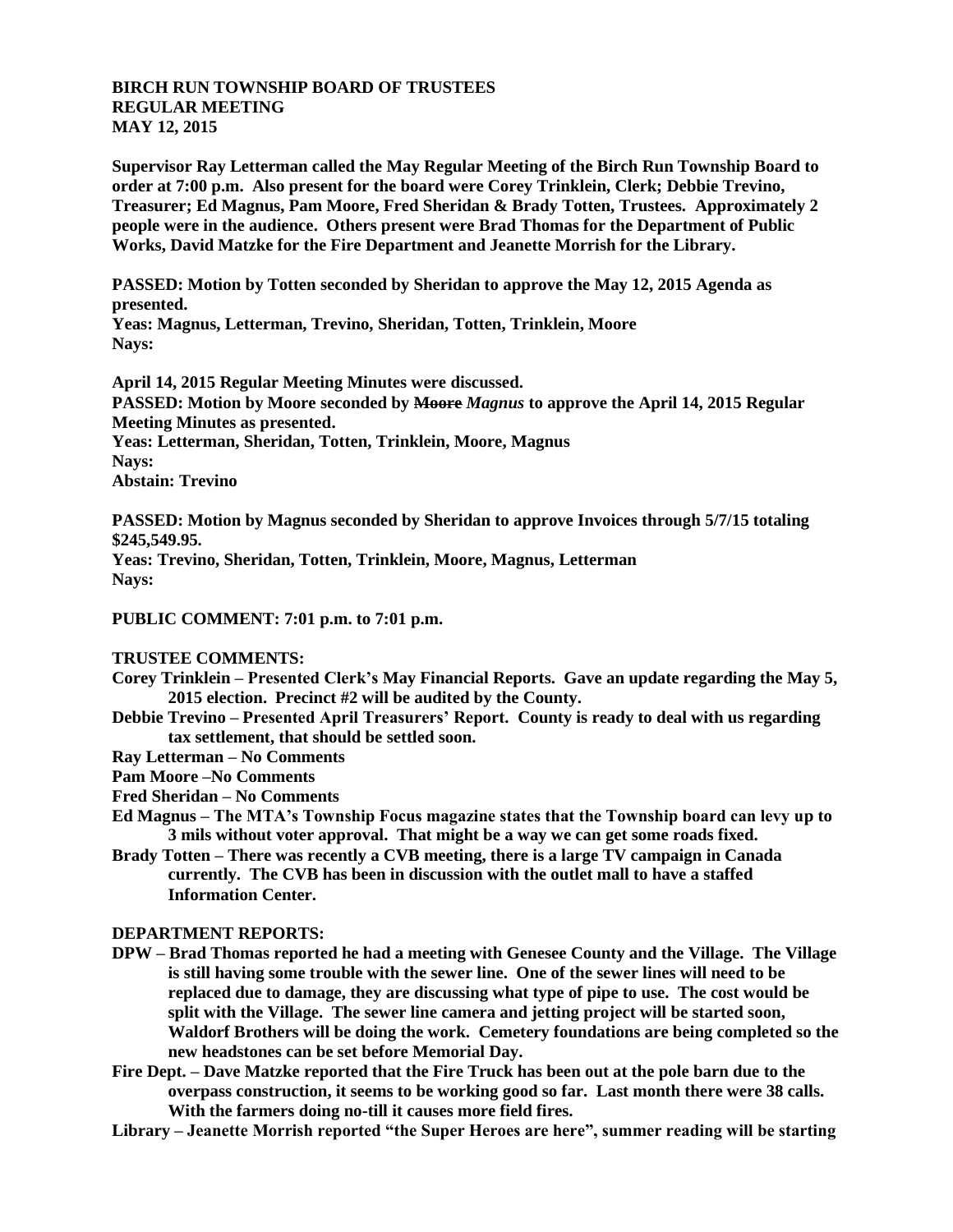**BIRCH RUN TOWNSHIP BOARD OF TRUSTEES**
**REGULAR MEETING**
**MAY 12, 2015**

**Supervisor Ray Letterman called the May Regular Meeting of the Birch Run Township Board to order at 7:00 p.m. Also present for the board were Corey Trinklein, Clerk; Debbie Trevino, Treasurer; Ed Magnus, Pam Moore, Fred Sheridan & Brady Totten, Trustees. Approximately 2 people were in the audience. Others present were Brad Thomas for the Department of Public Works, David Matzke for the Fire Department and Jeanette Morrish for the Library.**

**PASSED: Motion by Totten seconded by Sheridan to approve the May 12, 2015 Agenda as presented.**
**Yeas: Magnus, Letterman, Trevino, Sheridan, Totten, Trinklein, Moore**
**Nays:**

**April 14, 2015 Regular Meeting Minutes were discussed.**
**PASSED: Motion by Moore seconded by ~~Moore~~ *Magnus* to approve the April 14, 2015 Regular Meeting Minutes as presented.**
**Yeas: Letterman, Sheridan, Totten, Trinklein, Moore, Magnus**
**Nays:**
**Abstain: Trevino**

**PASSED: Motion by Magnus seconded by Sheridan to approve Invoices through 5/7/15 totaling $245,549.95.**
**Yeas: Trevino, Sheridan, Totten, Trinklein, Moore, Magnus, Letterman**
**Nays:**

**PUBLIC COMMENT: 7:01 p.m. to 7:01 p.m.**

**TRUSTEE COMMENTS:**

**Corey Trinklein – Presented Clerk's May Financial Reports. Gave an update regarding the May 5, 2015 election. Precinct #2 will be audited by the County.**

**Debbie Trevino – Presented April Treasurers' Report. County is ready to deal with us regarding tax settlement, that should be settled soon.**

**Ray Letterman – No Comments**

**Pam Moore –No Comments**

**Fred Sheridan – No Comments**

**Ed Magnus – The MTA's Township Focus magazine states that the Township board can levy up to 3 mils without voter approval. That might be a way we can get some roads fixed.**

**Brady Totten – There was recently a CVB meeting, there is a large TV campaign in Canada currently. The CVB has been in discussion with the outlet mall to have a staffed Information Center.**

**DEPARTMENT REPORTS:**

**DPW – Brad Thomas reported he had a meeting with Genesee County and the Village. The Village is still having some trouble with the sewer line. One of the sewer lines will need to be replaced due to damage, they are discussing what type of pipe to use. The cost would be split with the Village. The sewer line camera and jetting project will be started soon, Waldorf Brothers will be doing the work. Cemetery foundations are being completed so the new headstones can be set before Memorial Day.**

**Fire Dept. – Dave Matzke reported that the Fire Truck has been out at the pole barn due to the overpass construction, it seems to be working good so far. Last month there were 38 calls. With the farmers doing no-till it causes more field fires.**

**Library – Jeanette Morrish reported "the Super Heroes are here", summer reading will be starting**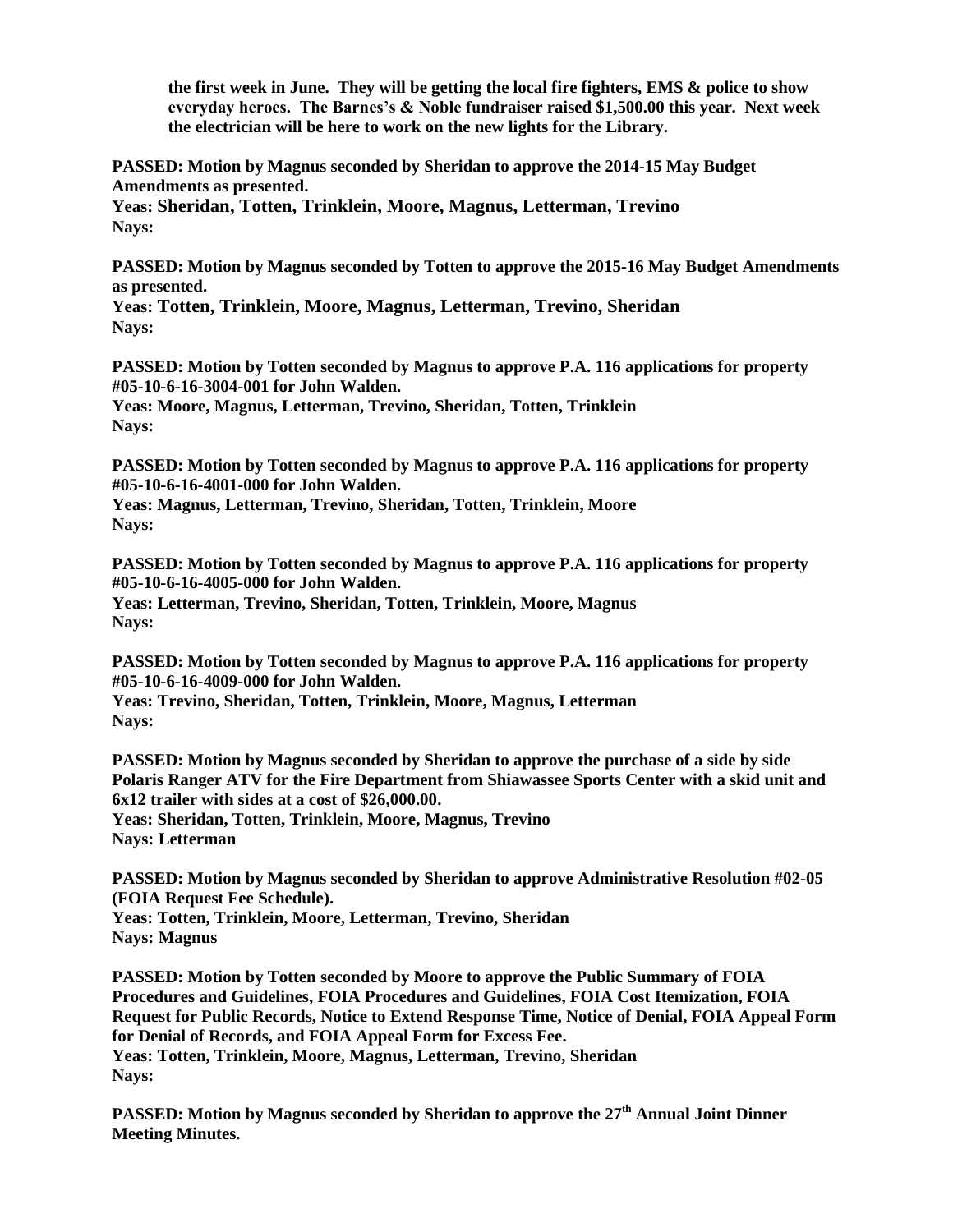**the first week in June. They will be getting the local fire fighters, EMS & police to show everyday heroes. The Barnes's & Noble fundraiser raised $1,500.00 this year. Next week the electrician will be here to work on the new lights for the Library.**

**PASSED: Motion by Magnus seconded by Sheridan to approve the 2014-15 May Budget Amendments as presented.**
**Yeas: Sheridan, Totten, Trinklein, Moore, Magnus, Letterman, Trevino**
**Nays:**

**PASSED: Motion by Magnus seconded by Totten to approve the 2015-16 May Budget Amendments as presented.**
**Yeas: Totten, Trinklein, Moore, Magnus, Letterman, Trevino, Sheridan**
**Nays:**

**PASSED: Motion by Totten seconded by Magnus to approve P.A. 116 applications for property #05-10-6-16-3004-001 for John Walden.**
**Yeas: Moore, Magnus, Letterman, Trevino, Sheridan, Totten, Trinklein**
**Nays:**

**PASSED: Motion by Totten seconded by Magnus to approve P.A. 116 applications for property #05-10-6-16-4001-000 for John Walden.**
**Yeas: Magnus, Letterman, Trevino, Sheridan, Totten, Trinklein, Moore**
**Nays:**

**PASSED: Motion by Totten seconded by Magnus to approve P.A. 116 applications for property #05-10-6-16-4005-000 for John Walden.**
**Yeas: Letterman, Trevino, Sheridan, Totten, Trinklein, Moore, Magnus**
**Nays:**

**PASSED: Motion by Totten seconded by Magnus to approve P.A. 116 applications for property #05-10-6-16-4009-000 for John Walden.**
**Yeas: Trevino, Sheridan, Totten, Trinklein, Moore, Magnus, Letterman**
**Nays:**

**PASSED: Motion by Magnus seconded by Sheridan to approve the purchase of a side by side Polaris Ranger ATV for the Fire Department from Shiawassee Sports Center with a skid unit and 6x12 trailer with sides at a cost of $26,000.00.**
**Yeas: Sheridan, Totten, Trinklein, Moore, Magnus, Trevino**
**Nays: Letterman**

**PASSED: Motion by Magnus seconded by Sheridan to approve Administrative Resolution #02-05 (FOIA Request Fee Schedule).**
**Yeas: Totten, Trinklein, Moore, Letterman, Trevino, Sheridan**
**Nays: Magnus**

**PASSED: Motion by Totten seconded by Moore to approve the Public Summary of FOIA Procedures and Guidelines, FOIA Procedures and Guidelines, FOIA Cost Itemization, FOIA Request for Public Records, Notice to Extend Response Time, Notice of Denial, FOIA Appeal Form for Denial of Records, and FOIA Appeal Form for Excess Fee.**
**Yeas: Totten, Trinklein, Moore, Magnus, Letterman, Trevino, Sheridan**
**Nays:**

**PASSED: Motion by Magnus seconded by Sheridan to approve the 27th Annual Joint Dinner Meeting Minutes.**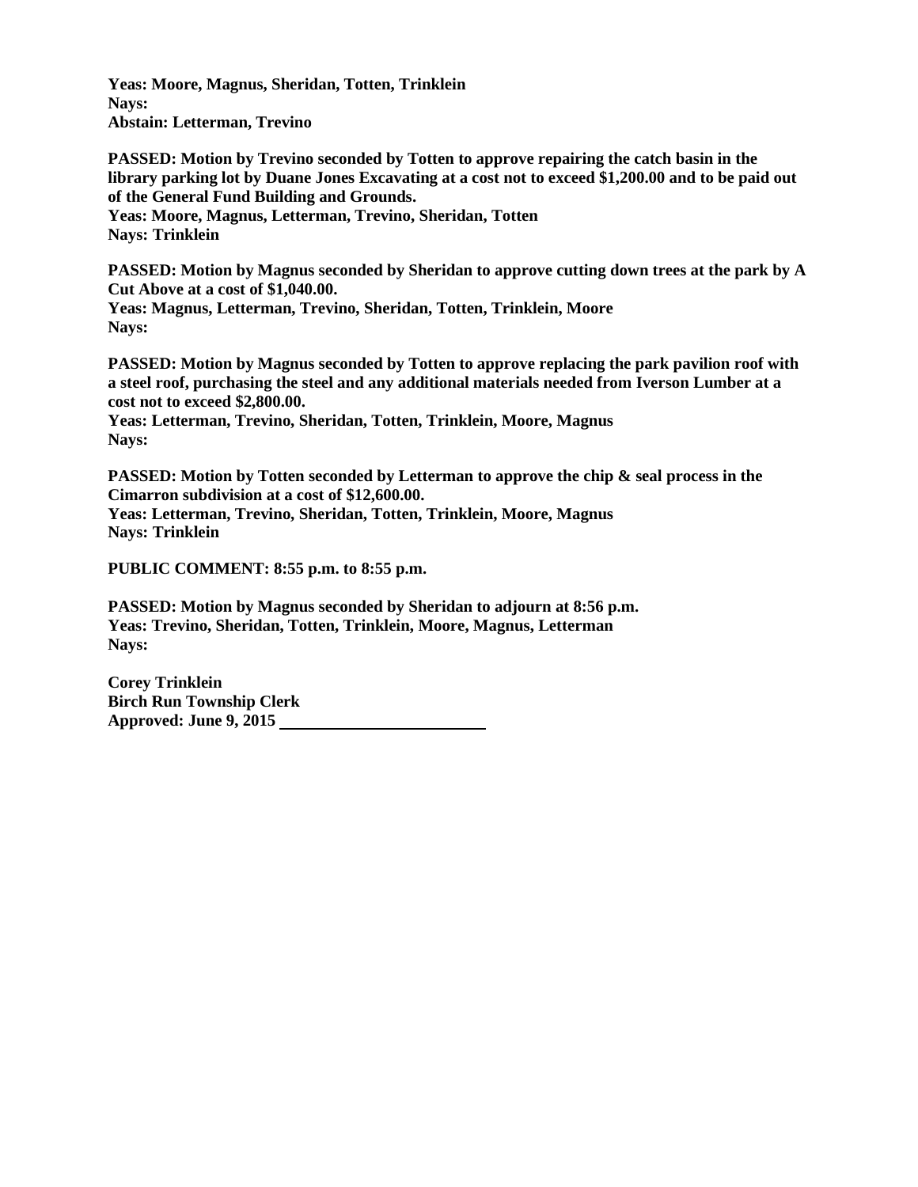**Yeas: Moore, Magnus, Sheridan, Totten, Trinklein**
**Nays:**
**Abstain: Letterman, Trevino**

**PASSED: Motion by Trevino seconded by Totten to approve repairing the catch basin in the library parking lot by Duane Jones Excavating at a cost not to exceed $1,200.00 and to be paid out of the General Fund Building and Grounds.**
**Yeas: Moore, Magnus, Letterman, Trevino, Sheridan, Totten**
**Nays: Trinklein**

**PASSED: Motion by Magnus seconded by Sheridan to approve cutting down trees at the park by A Cut Above at a cost of $1,040.00.**
**Yeas: Magnus, Letterman, Trevino, Sheridan, Totten, Trinklein, Moore**
**Nays:**

**PASSED: Motion by Magnus seconded by Totten to approve replacing the park pavilion roof with a steel roof, purchasing the steel and any additional materials needed from Iverson Lumber at a cost not to exceed $2,800.00.**
**Yeas: Letterman, Trevino, Sheridan, Totten, Trinklein, Moore, Magnus**
**Nays:**

**PASSED: Motion by Totten seconded by Letterman to approve the chip & seal process in the Cimarron subdivision at a cost of $12,600.00.**
**Yeas: Letterman, Trevino, Sheridan, Totten, Trinklein, Moore, Magnus**
**Nays: Trinklein**

**PUBLIC COMMENT: 8:55 p.m. to 8:55 p.m.**

**PASSED: Motion by Magnus seconded by Sheridan to adjourn at 8:56 p.m.**
**Yeas: Trevino, Sheridan, Totten, Trinklein, Moore, Magnus, Letterman**
**Nays:**

**Corey Trinklein**
**Birch Run Township Clerk**
**Approved: June 9, 2015** ________________________